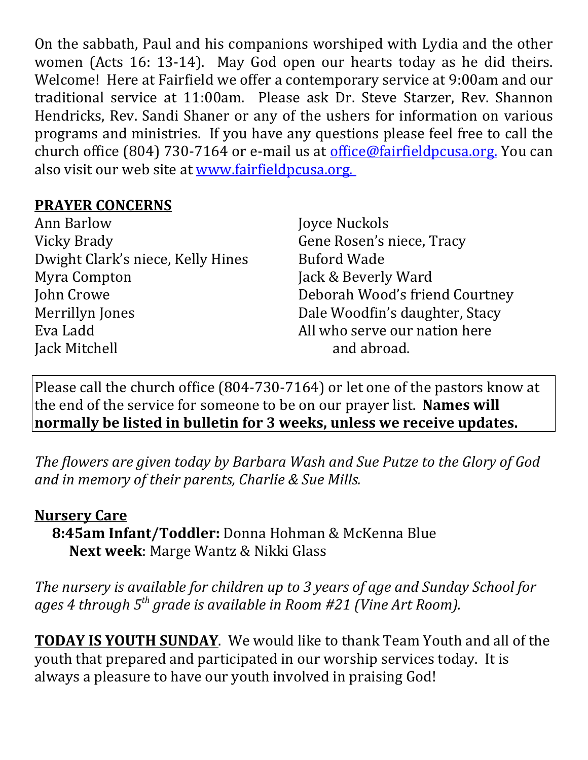On the sabbath, Paul and his companions worshiped with Lydia and the other women (Acts 16: 13-14). May God open our hearts today as he did theirs. Welcome! Here at Fairfield we offer a contemporary service at 9:00am and our traditional service at 11:00am. Please ask Dr. Steve Starzer, Rev. Shannon Hendricks, Rev. Sandi Shaner or any of the ushers for information on various programs and ministries. If you have any questions please feel free to call the church office (804) 730-7164 or e-mail us at office@fairfieldpcusa.org. You can also visit our web site at www.fairfieldpcusa.org.

**PRAYER CONCERNS**

Ann Barlow
Vicky Brady
Dwight Clark's niece, Kelly Hines
Myra Compton
John Crowe
Merrillyn Jones
Eva Ladd
Jack Mitchell
Joyce Nuckols
Gene Rosen's niece, Tracy
Buford Wade
Jack & Beverly Ward
Deborah Wood's friend Courtney
Dale Woodfin's daughter, Stacy
All who serve our nation here and abroad.

Please call the church office (804-730-7164) or let one of the pastors know at the end of the service for someone to be on our prayer list. **Names will normally be listed in bulletin for 3 weeks, unless we receive updates.**

*The flowers are given today by Barbara Wash and Sue Putze to the Glory of God and in memory of their parents, Charlie & Sue Mills.*

**Nursery Care**

**8:45am Infant/Toddler:** Donna Hohman & McKenna Blue
**Next week**: Marge Wantz & Nikki Glass

*The nursery is available for children up to 3 years of age and Sunday School for ages 4 through 5th grade is available in Room #21 (Vine Art Room).*

**TODAY IS YOUTH SUNDAY**. We would like to thank Team Youth and all of the youth that prepared and participated in our worship services today. It is always a pleasure to have our youth involved in praising God!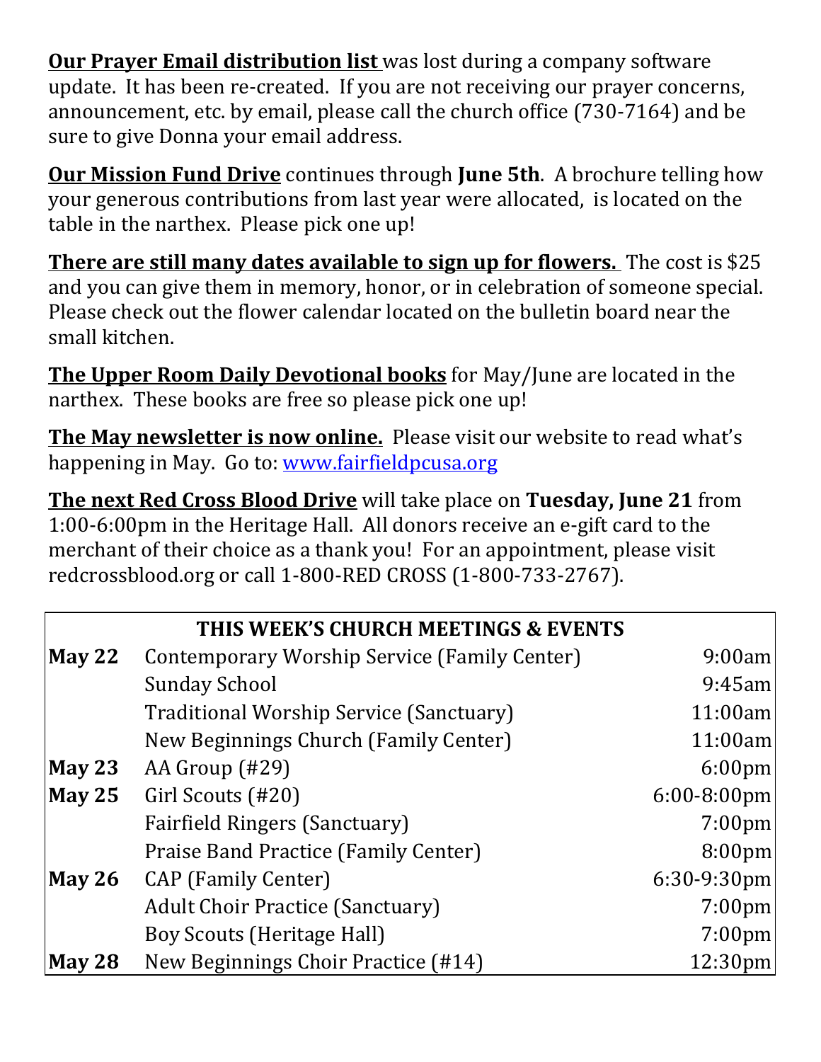**<u>Our Prayer Email distribution list</u>** was lost during a company software update. It has been re-created. If you are not receiving our prayer concerns, announcement, etc. by email, please call the church office (730-7164) and be sure to give Donna your email address.

**<u>Our Mission Fund Drive</u>** continues through **June 5th**. A brochure telling how your generous contributions from last year were allocated, is located on the table in the narthex. Please pick one up!

**<u>There are still many dates available to sign up for flowers.</u>** The cost is $25 and you can give them in memory, honor, or in celebration of someone special. Please check out the flower calendar located on the bulletin board near the small kitchen.

**<u>The Upper Room Daily Devotional books</u>** for May/June are located in the narthex. These books are free so please pick one up!

**<u>The May newsletter is now online.</u>** Please visit our website to read what's happening in May. Go to: [www.fairfieldpcusa.org](http://www.fairfieldpcusa.org)

**<u>The next Red Cross Blood Drive</u>** will take place on **Tuesday, June 21** from 1:00-6:00pm in the Heritage Hall. All donors receive an e-gift card to the merchant of their choice as a thank you! For an appointment, please visit redcrossblood.org or call 1-800-RED CROSS (1-800-733-2767).

| THIS WEEK'S CHURCH MEETINGS & EVENTS | | |
|---|---|---|
| **May 22** | Contemporary Worship Service (Family Center) | 9:00am |
| | Sunday School | 9:45am |
| | Traditional Worship Service (Sanctuary) | 11:00am |
| | New Beginnings Church (Family Center) | 11:00am |
| **May 23** | AA Group (#29) | 6:00pm |
| **May 25** | Girl Scouts (#20) | 6:00-8:00pm |
| | Fairfield Ringers (Sanctuary) | 7:00pm |
| | Praise Band Practice (Family Center) | 8:00pm |
| **May 26** | CAP (Family Center) | 6:30-9:30pm |
| | Adult Choir Practice (Sanctuary) | 7:00pm |
| | Boy Scouts (Heritage Hall) | 7:00pm |
| **May 28** | New Beginnings Choir Practice (#14) | 12:30pm |